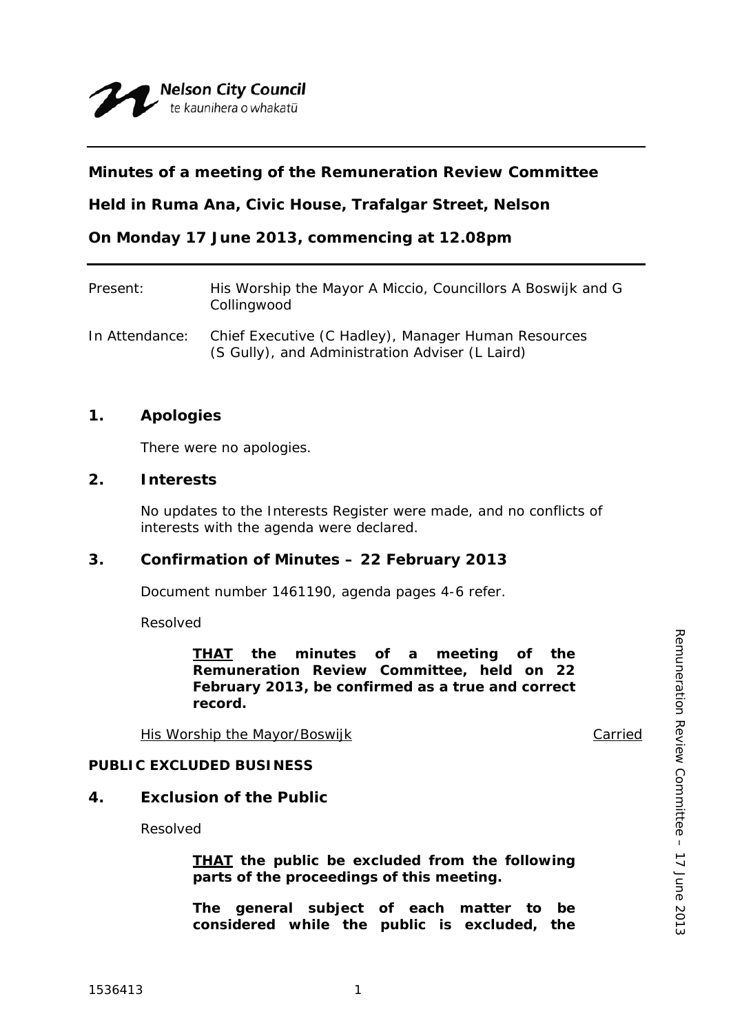Nelson City Council
te kaunihera o whakatū

**Minutes of a meeting of the Remuneration Review Committee**

**Held in Ruma Ana, Civic House, Trafalgar Street, Nelson**

**On Monday 17 June 2013, commencing at 12.08pm**

Present: His Worship the Mayor A Miccio, Councillors A Boswijk and G Collingwood

In Attendance: Chief Executive (C Hadley), Manager Human Resources (S Gully), and Administration Adviser (L Laird)

## 1. Apologies

There were no apologies.

## 2. Interests

No updates to the Interests Register were made, and no conflicts of interests with the agenda were declared.

## 3. Confirmation of Minutes – 22 February 2013

Document number 1461190, agenda pages 4-6 refer.

Resolved

> **THAT the minutes of a meeting of the Remuneration Review Committee, held on 22 February 2013, be confirmed as a true and correct record.**

His Worship the Mayor/Boswijk — Carried

**PUBLIC EXCLUDED BUSINESS**

## 4. Exclusion of the Public

Resolved

> **THAT the public be excluded from the following parts of the proceedings of this meeting.**
>
> **The general subject of each matter to be considered while the public is excluded, the**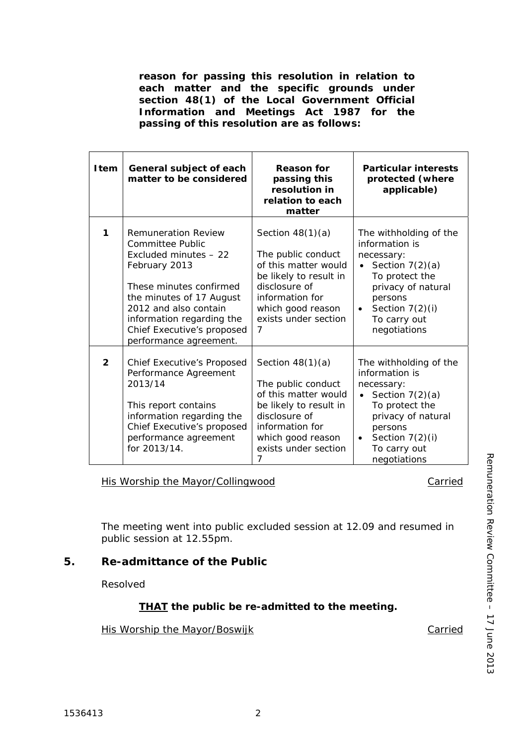**reason for passing this resolution in relation to each matter and the specific grounds under section 48(1) of the Local Government Official Information and Meetings Act 1987 for the passing of this resolution are as follows:**

| Item | General subject of each matter to be considered | Reason for passing this resolution in relation to each matter | Particular interests protected (where applicable) |
|---|---|---|---|
| 1 | Remuneration Review Committee Public Excluded minutes – 22 February 2013<br><br>These minutes confirmed the minutes of 17 August 2012 and also contain information regarding the Chief Executive's proposed performance agreement. | Section 48(1)(a)<br><br>The public conduct of this matter would be likely to result in disclosure of information for which good reason exists under section 7 | The withholding of the information is necessary:<br>• Section 7(2)(a) To protect the privacy of natural persons<br>• Section 7(2)(i) To carry out negotiations |
| 2 | Chief Executive's Proposed Performance Agreement 2013/14<br><br>This report contains information regarding the Chief Executive's proposed performance agreement for 2013/14. | Section 48(1)(a)<br><br>The public conduct of this matter would be likely to result in disclosure of information for which good reason exists under section 7 | The withholding of the information is necessary:<br>• Section 7(2)(a) To protect the privacy of natural persons<br>• Section 7(2)(i) To carry out negotiations |

His Worship the Mayor/Collingwood — Carried

The meeting went into public excluded session at 12.09 and resumed in public session at 12.55pm.

## 5. Re-admittance of the Public

Resolved

**THAT the public be re-admitted to the meeting.**

His Worship the Mayor/Boswijk — Carried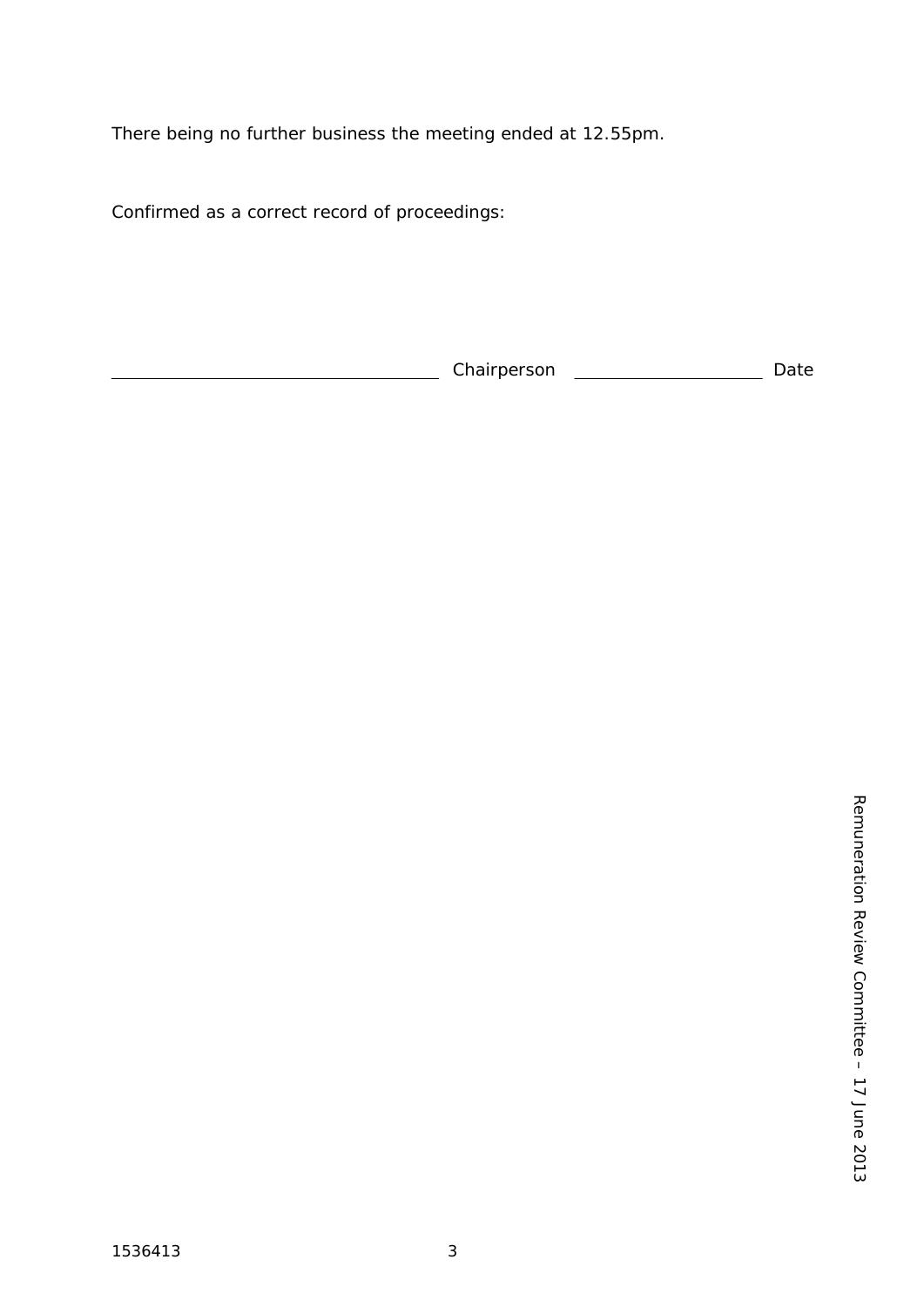There being no further business the meeting ended at 12.55pm.

Confirmed as a correct record of proceedings:

\_\_\_\_\_\_\_\_\_\_\_\_\_\_\_\_\_\_\_\_\_\_\_\_\_\_\_\_\_\_\_\_\_\_ Chairperson \_\_\_\_\_\_\_\_\_\_\_\_\_\_\_\_\_\_\_\_ Date